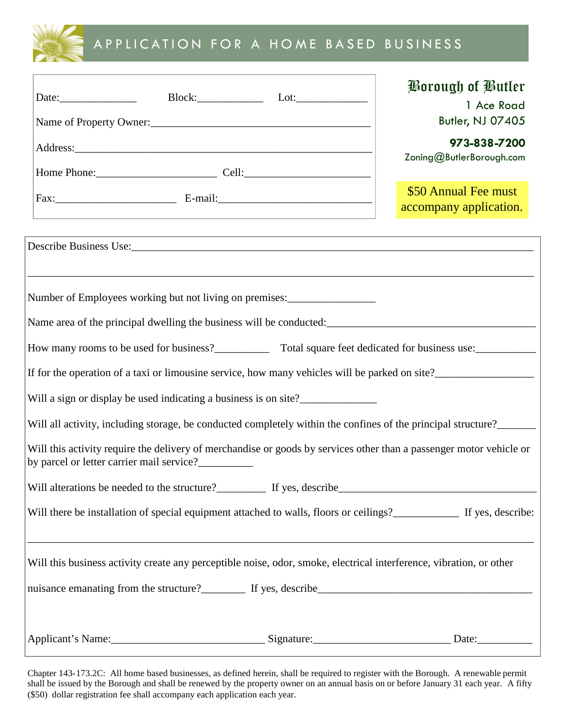# APPLICATION FOR A HOME BASED BUSINESS

**Borough of Butler**
1 Ace Road
Butler, NJ 07405

**973-838-7200**
Zoning@ButlerBorough.com

**$50 Annual Fee must accompany application.**

Date:______________ Block:____________ Lot:_____________

Name of Property Owner:_________________________________________

Address:_________________________________________________________

Home Phone:______________________ Cell:_______________________

Fax:______________________ E-mail:_____________________________

Describe Business Use:___________________________________________________________________

_________________________________________________________________________________________

Number of Employees working but not living on premises:________________

Name area of the principal dwelling the business will be conducted:_______________________________________

How many rooms to be used for business?__________ Total square feet dedicated for business use:___________

If for the operation of a taxi or limousine service, how many vehicles will be parked on site?_________________

Will a sign or display be used indicating a business is on site?______________

Will all activity, including storage, be conducted completely within the confines of the principal structure?_______

Will this activity require the delivery of merchandise or goods by services other than a passenger motor vehicle or by parcel or letter carrier mail service?__________

Will alterations be needed to the structure?_________ If yes, describe____________________________________

Will there be installation of special equipment attached to walls, floors or ceilings?____________ If yes, describe:

_________________________________________________________________________________________

Will this business activity create any perceptible noise, odor, smoke, electrical interference, vibration, or other nuisance emanating from the structure?________ If yes, describe_______________________________________

Applicant's Name:___________________________ Signature:_________________________ Date:__________

Chapter 143-173.2C: All home based businesses, as defined herein, shall be required to register with the Borough. A renewable permit shall be issued by the Borough and shall be renewed by the property owner on an annual basis on or before January 31 each year. A fifty ($50) dollar registration fee shall accompany each application each year.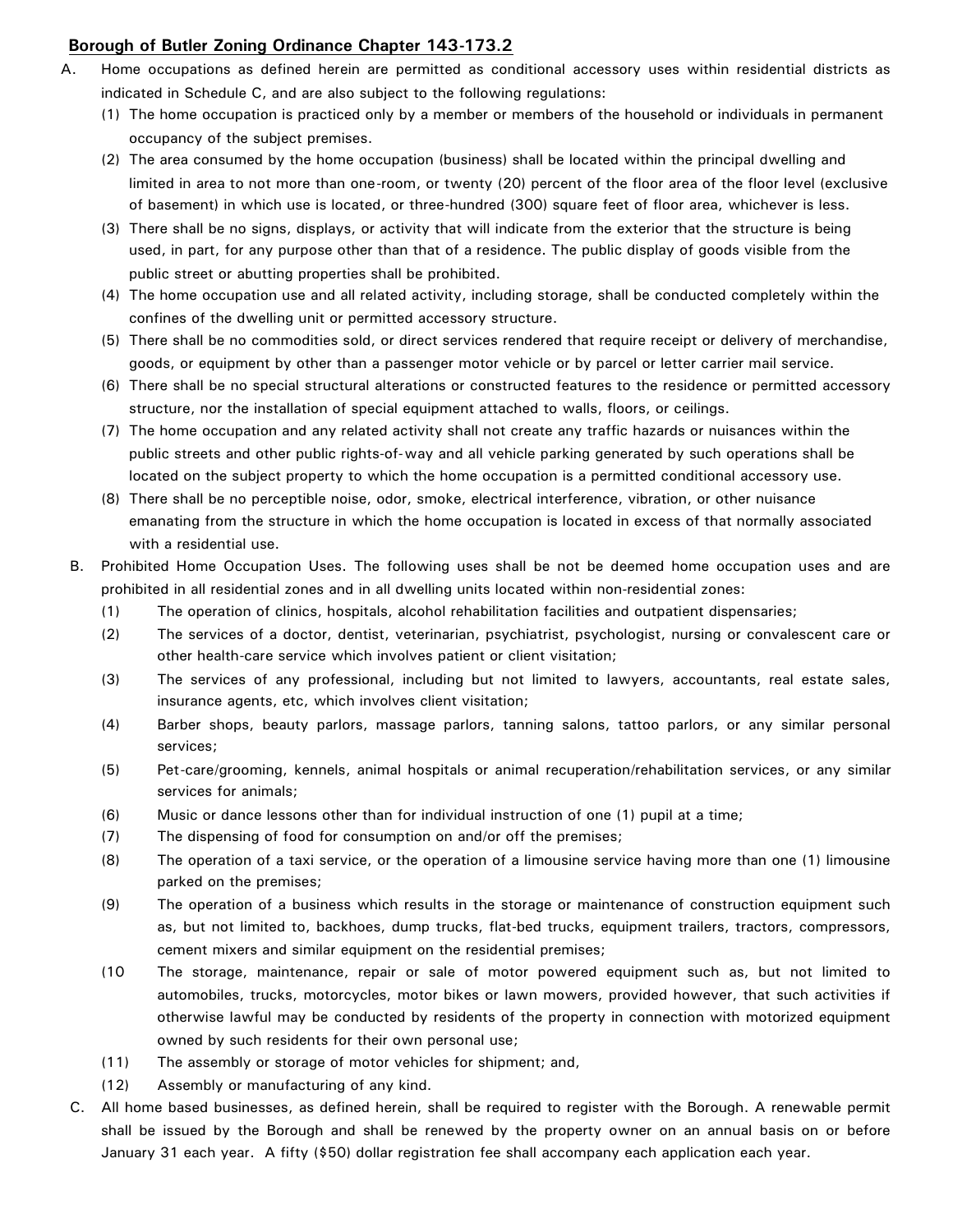**Borough of Butler Zoning Ordinance Chapter 143-173.2**

A. Home occupations as defined herein are permitted as conditional accessory uses within residential districts as indicated in Schedule C, and are also subject to the following regulations:

(1) The home occupation is practiced only by a member or members of the household or individuals in permanent occupancy of the subject premises.

(2) The area consumed by the home occupation (business) shall be located within the principal dwelling and limited in area to not more than one-room, or twenty (20) percent of the floor area of the floor level (exclusive of basement) in which use is located, or three-hundred (300) square feet of floor area, whichever is less.

(3) There shall be no signs, displays, or activity that will indicate from the exterior that the structure is being used, in part, for any purpose other than that of a residence. The public display of goods visible from the public street or abutting properties shall be prohibited.

(4) The home occupation use and all related activity, including storage, shall be conducted completely within the confines of the dwelling unit or permitted accessory structure.

(5) There shall be no commodities sold, or direct services rendered that require receipt or delivery of merchandise, goods, or equipment by other than a passenger motor vehicle or by parcel or letter carrier mail service.

(6) There shall be no special structural alterations or constructed features to the residence or permitted accessory structure, nor the installation of special equipment attached to walls, floors, or ceilings.

(7) The home occupation and any related activity shall not create any traffic hazards or nuisances within the public streets and other public rights-of-way and all vehicle parking generated by such operations shall be located on the subject property to which the home occupation is a permitted conditional accessory use.

(8) There shall be no perceptible noise, odor, smoke, electrical interference, vibration, or other nuisance emanating from the structure in which the home occupation is located in excess of that normally associated with a residential use.

B. Prohibited Home Occupation Uses. The following uses shall be not be deemed home occupation uses and are prohibited in all residential zones and in all dwelling units located within non-residential zones:

(1) The operation of clinics, hospitals, alcohol rehabilitation facilities and outpatient dispensaries;

(2) The services of a doctor, dentist, veterinarian, psychiatrist, psychologist, nursing or convalescent care or other health-care service which involves patient or client visitation;

(3) The services of any professional, including but not limited to lawyers, accountants, real estate sales, insurance agents, etc, which involves client visitation;

(4) Barber shops, beauty parlors, massage parlors, tanning salons, tattoo parlors, or any similar personal services;

(5) Pet-care/grooming, kennels, animal hospitals or animal recuperation/rehabilitation services, or any similar services for animals;

(6) Music or dance lessons other than for individual instruction of one (1) pupil at a time;

(7) The dispensing of food for consumption on and/or off the premises;

(8) The operation of a taxi service, or the operation of a limousine service having more than one (1) limousine parked on the premises;

(9) The operation of a business which results in the storage or maintenance of construction equipment such as, but not limited to, backhoes, dump trucks, flat-bed trucks, equipment trailers, tractors, compressors, cement mixers and similar equipment on the residential premises;

(10 The storage, maintenance, repair or sale of motor powered equipment such as, but not limited to automobiles, trucks, motorcycles, motor bikes or lawn mowers, provided however, that such activities if otherwise lawful may be conducted by residents of the property in connection with motorized equipment owned by such residents for their own personal use;

(11) The assembly or storage of motor vehicles for shipment; and,

(12) Assembly or manufacturing of any kind.

C. All home based businesses, as defined herein, shall be required to register with the Borough. A renewable permit shall be issued by the Borough and shall be renewed by the property owner on an annual basis on or before January 31 each year. A fifty ($50) dollar registration fee shall accompany each application each year.